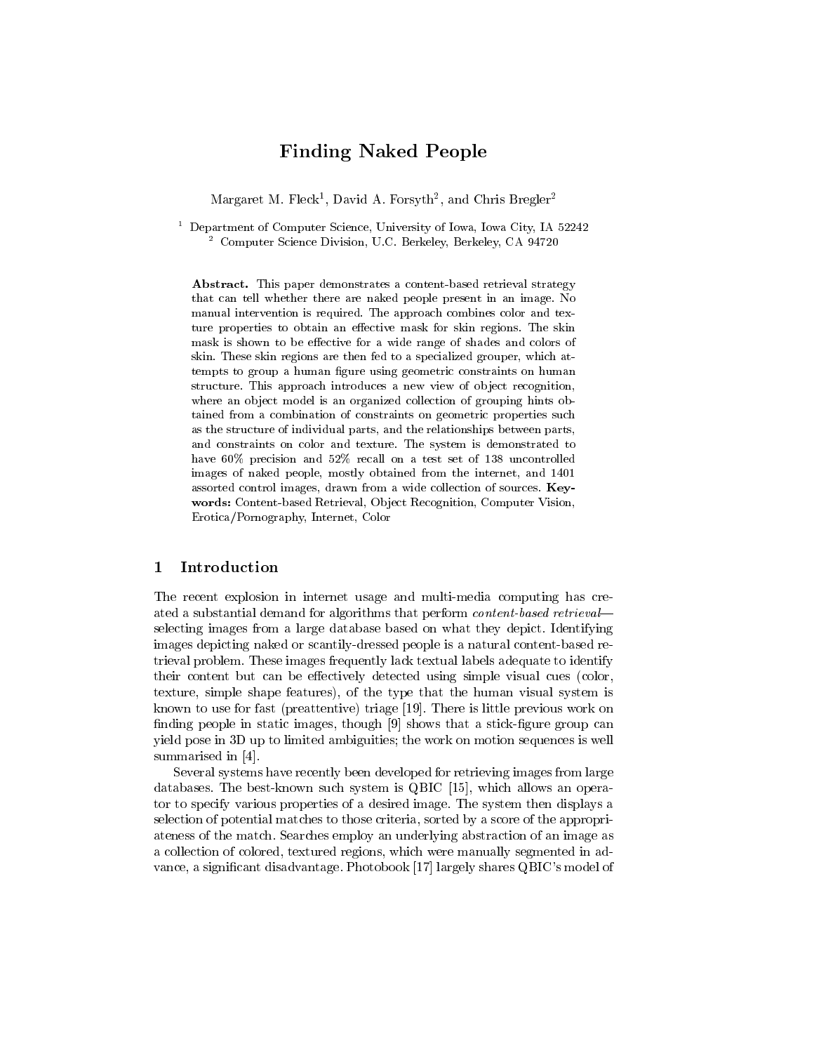# Finding Naked People

Margaret M. Fleck[1], David A. Forsyth[2], and Chris Bregler[2]

[1] Department of Computer Science, University of Iowa, Iowa City, IA 52242
[2] Computer Science Division, U.C. Berkeley, Berkeley, CA 94720

**Abstract.** This paper demonstrates a content-based retrieval strategy that can tell whether there are naked people present in an image. No manual intervention is required. The approach combines color and texture properties to obtain an effective mask for skin regions. The skin mask is shown to be effective for a wide range of shades and colors of skin. These skin regions are then fed to a specialized grouper, which attempts to group a human figure using geometric constraints on human structure. This approach introduces a new view of object recognition, where an object model is an organized collection of grouping hints obtained from a combination of constraints on geometric properties such as the structure of individual parts, and the relationships between parts, and constraints on color and texture. The system is demonstrated to have 60% precision and 52% recall on a test set of 138 uncontrolled images of naked people, mostly obtained from the internet, and 1401 assorted control images, drawn from a wide collection of sources. **Keywords:** Content-based Retrieval, Object Recognition, Computer Vision, Erotica/Pornography, Internet, Color

## 1 Introduction

The recent explosion in internet usage and multi-media computing has created a substantial demand for algorithms that perform *content-based retrieval*—selecting images from a large database based on what they depict. Identifying images depicting naked or scantily-dressed people is a natural content-based retrieval problem. These images frequently lack textual labels adequate to identify their content but can be effectively detected using simple visual cues (color, texture, simple shape features), of the type that the human visual system is known to use for fast (preattentive) triage [19]. There is little previous work on finding people in static images, though [9] shows that a stick-figure group can yield pose in 3D up to limited ambiguities; the work on motion sequences is well summarised in [4].

Several systems have recently been developed for retrieving images from large databases. The best-known such system is QBIC [15], which allows an operator to specify various properties of a desired image. The system then displays a selection of potential matches to those criteria, sorted by a score of the appropriateness of the match. Searches employ an underlying abstraction of an image as a collection of colored, textured regions, which were manually segmented in advance, a significant disadvantage. Photobook [17] largely shares QBIC's model of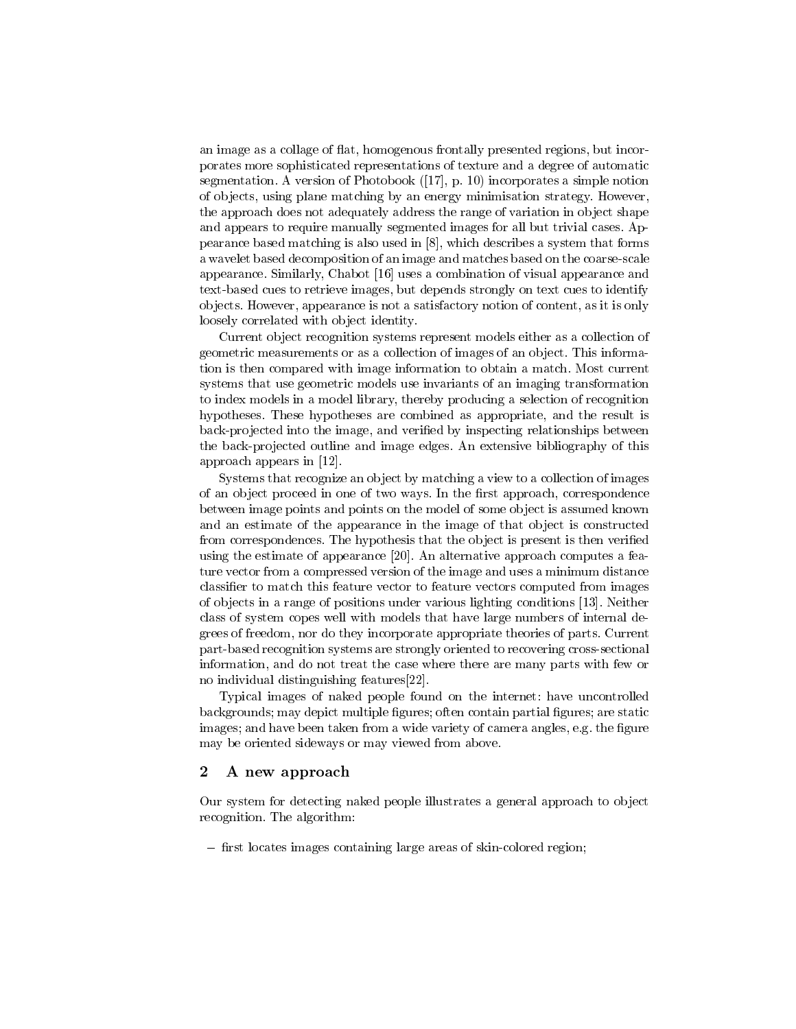an image as a collage of flat, homogenous frontally presented regions, but incorporates more sophisticated representations of texture and a degree of automatic segmentation. A version of Photobook ([17], p. 10) incorporates a simple notion of objects, using plane matching by an energy minimisation strategy. However, the approach does not adequately address the range of variation in object shape and appears to require manually segmented images for all but trivial cases. Appearance based matching is also used in [8], which describes a system that forms a wavelet based decomposition of an image and matches based on the coarse-scale appearance. Similarly, Chabot [16] uses a combination of visual appearance and text-based cues to retrieve images, but depends strongly on text cues to identify objects. However, appearance is not a satisfactory notion of content, as it is only loosely correlated with object identity.

Current object recognition systems represent models either as a collection of geometric measurements or as a collection of images of an object. This information is then compared with image information to obtain a match. Most current systems that use geometric models use invariants of an imaging transformation to index models in a model library, thereby producing a selection of recognition hypotheses. These hypotheses are combined as appropriate, and the result is back-projected into the image, and verified by inspecting relationships between the back-projected outline and image edges. An extensive bibliography of this approach appears in [12].

Systems that recognize an object by matching a view to a collection of images of an object proceed in one of two ways. In the first approach, correspondence between image points and points on the model of some object is assumed known and an estimate of the appearance in the image of that object is constructed from correspondences. The hypothesis that the object is present is then verified using the estimate of appearance [20]. An alternative approach computes a feature vector from a compressed version of the image and uses a minimum distance classifier to match this feature vector to feature vectors computed from images of objects in a range of positions under various lighting conditions [13]. Neither class of system copes well with models that have large numbers of internal degrees of freedom, nor do they incorporate appropriate theories of parts. Current part-based recognition systems are strongly oriented to recovering cross-sectional information, and do not treat the case where there are many parts with few or no individual distinguishing features[22].

Typical images of naked people found on the internet: have uncontrolled backgrounds; may depict multiple figures; often contain partial figures; are static images; and have been taken from a wide variety of camera angles, e.g. the figure may be oriented sideways or may viewed from above.

## 2 A new approach

Our system for detecting naked people illustrates a general approach to object recognition. The algorithm:

- first locates images containing large areas of skin-colored region;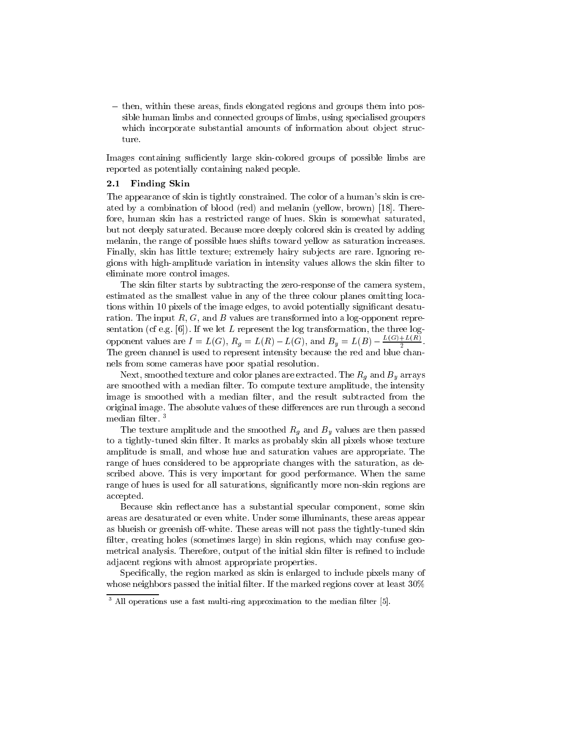– then, within these areas, finds elongated regions and groups them into possible human limbs and connected groups of limbs, using specialised groupers which incorporate substantial amounts of information about object structure.

Images containing sufficiently large skin-colored groups of possible limbs are reported as potentially containing naked people.

### 2.1 Finding Skin

The appearance of skin is tightly constrained. The color of a human's skin is created by a combination of blood (red) and melanin (yellow, brown) [18]. Therefore, human skin has a restricted range of hues. Skin is somewhat saturated, but not deeply saturated. Because more deeply colored skin is created by adding melanin, the range of possible hues shifts toward yellow as saturation increases. Finally, skin has little texture; extremely hairy subjects are rare. Ignoring regions with high-amplitude variation in intensity values allows the skin filter to eliminate more control images.

The skin filter starts by subtracting the zero-response of the camera system, estimated as the smallest value in any of the three colour planes omitting locations within 10 pixels of the image edges, to avoid potentially significant desaturation. The input $R$, $G$, and $B$ values are transformed into a log-opponent representation (cf e.g. [6]). If we let $L$ represent the log transformation, the three log-opponent values are $I = L(G)$, $R_g = L(R) - L(G)$, and $B_y = L(B) - \frac{L(G)+L(R)}{2}$. The green channel is used to represent intensity because the red and blue channels from some cameras have poor spatial resolution.

Next, smoothed texture and color planes are extracted. The $R_g$ and $B_y$ arrays are smoothed with a median filter. To compute texture amplitude, the intensity image is smoothed with a median filter, and the result subtracted from the original image. The absolute values of these differences are run through a second median filter. [3]

The texture amplitude and the smoothed $R_g$ and $B_y$ values are then passed to a tightly-tuned skin filter. It marks as probably skin all pixels whose texture amplitude is small, and whose hue and saturation values are appropriate. The range of hues considered to be appropriate changes with the saturation, as described above. This is very important for good performance. When the same range of hues is used for all saturations, significantly more non-skin regions are accepted.

Because skin reflectance has a substantial specular component, some skin areas are desaturated or even white. Under some illuminants, these areas appear as blueish or greenish off-white. These areas will not pass the tightly-tuned skin filter, creating holes (sometimes large) in skin regions, which may confuse geometrical analysis. Therefore, output of the initial skin filter is refined to include adjacent regions with almost appropriate properties.

Specifically, the region marked as skin is enlarged to include pixels many of whose neighbors passed the initial filter. If the marked regions cover at least 30%

[3] All operations use a fast multi-ring approximation to the median filter [5].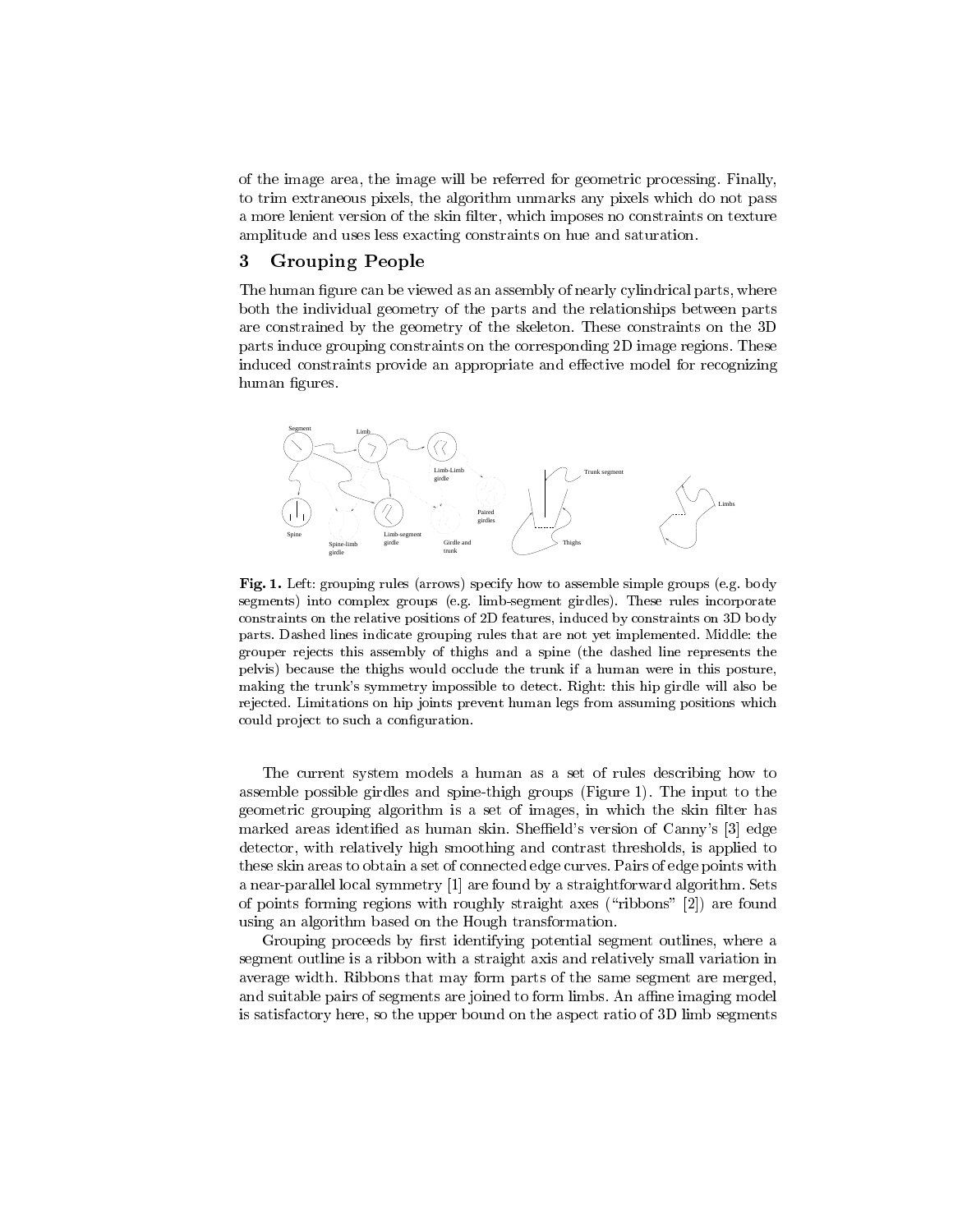of the image area, the image will be referred for geometric processing. Finally, to trim extraneous pixels, the algorithm unmarks any pixels which do not pass a more lenient version of the skin filter, which imposes no constraints on texture amplitude and uses less exacting constraints on hue and saturation.

## 3 Grouping People

The human figure can be viewed as an assembly of nearly cylindrical parts, where both the individual geometry of the parts and the relationships between parts are constrained by the geometry of the skeleton. These constraints on the 3D parts induce grouping constraints on the corresponding 2D image regions. These induced constraints provide an appropriate and effective model for recognizing human figures.

**Fig. 1.** Left: grouping rules (arrows) specify how to assemble simple groups (e.g. body segments) into complex groups (e.g. limb-segment girdles). These rules incorporate constraints on the relative positions of 2D features, induced by constraints on 3D body parts. Dashed lines indicate grouping rules that are not yet implemented. Middle: the grouper rejects this assembly of thighs and a spine (the dashed line represents the pelvis) because the thighs would occlude the trunk if a human were in this posture, making the trunk's symmetry impossible to detect. Right: this hip girdle will also be rejected. Limitations on hip joints prevent human legs from assuming positions which could project to such a configuration.

The current system models a human as a set of rules describing how to assemble possible girdles and spine-thigh groups (Figure 1). The input to the geometric grouping algorithm is a set of images, in which the skin filter has marked areas identified as human skin. Sheffield's version of Canny's [3] edge detector, with relatively high smoothing and contrast thresholds, is applied to these skin areas to obtain a set of connected edge curves. Pairs of edge points with a near-parallel local symmetry [1] are found by a straightforward algorithm. Sets of points forming regions with roughly straight axes ("ribbons" [2]) are found using an algorithm based on the Hough transformation.

Grouping proceeds by first identifying potential segment outlines, where a segment outline is a ribbon with a straight axis and relatively small variation in average width. Ribbons that may form parts of the same segment are merged, and suitable pairs of segments are joined to form limbs. An affine imaging model is satisfactory here, so the upper bound on the aspect ratio of 3D limb segments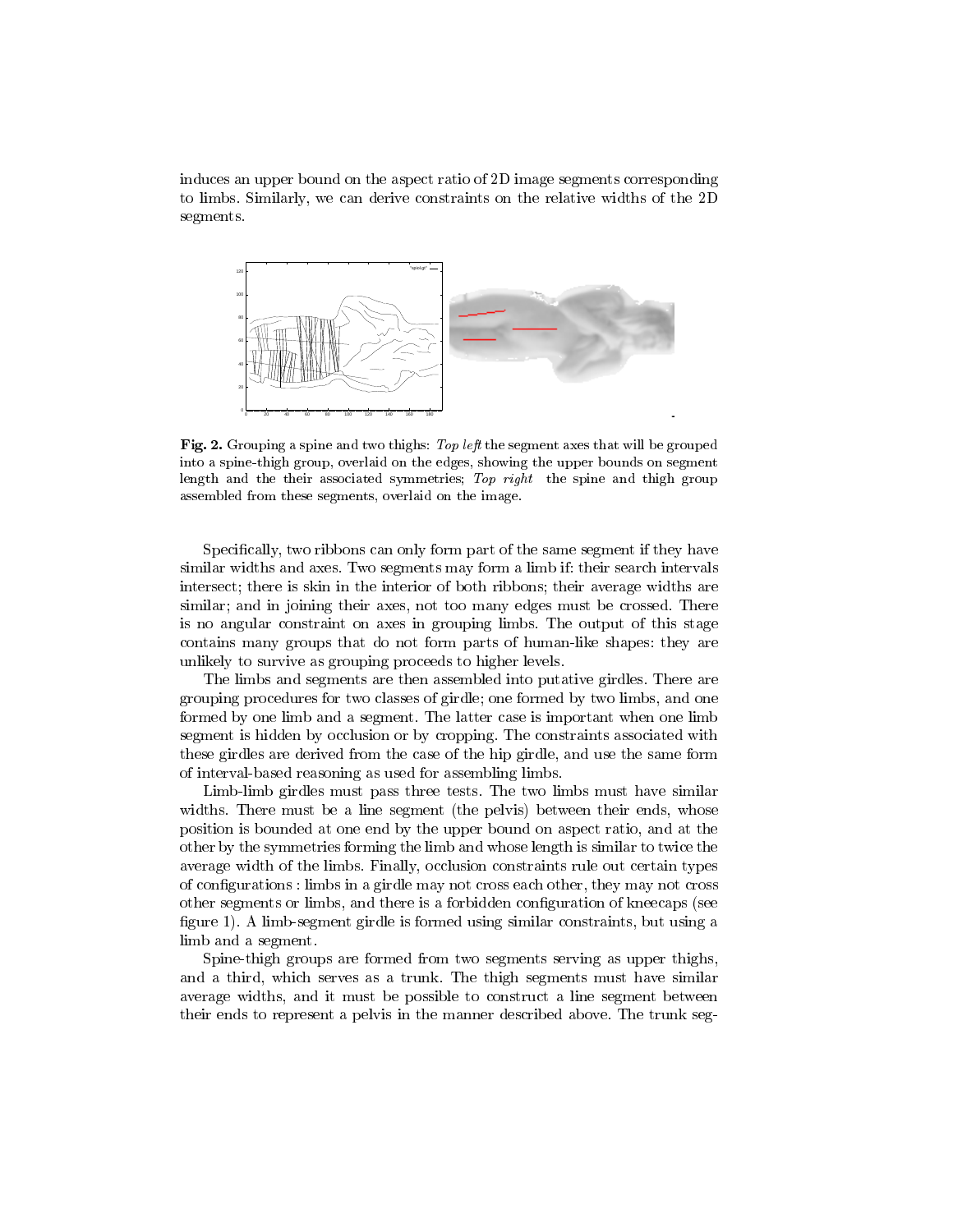induces an upper bound on the aspect ratio of 2D image segments corresponding to limbs. Similarly, we can derive constraints on the relative widths of the 2D segments.

"spinlg" 
120
100
80
60
40
20
0
0 20 40 60 80 100 120 140 160 180

**Fig. 2.** Grouping a spine and two thighs: *Top left* the segment axes that will be grouped into a spine-thigh group, overlaid on the edges, showing the upper bounds on segment length and the their associated symmetries; *Top right* the spine and thigh group assembled from these segments, overlaid on the image.

Specifically, two ribbons can only form part of the same segment if they have similar widths and axes. Two segments may form a limb if: their search intervals intersect; there is skin in the interior of both ribbons; their average widths are similar; and in joining their axes, not too many edges must be crossed. There is no angular constraint on axes in grouping limbs. The output of this stage contains many groups that do not form parts of human-like shapes: they are unlikely to survive as grouping proceeds to higher levels.

The limbs and segments are then assembled into putative girdles. There are grouping procedures for two classes of girdle; one formed by two limbs, and one formed by one limb and a segment. The latter case is important when one limb segment is hidden by occlusion or by cropping. The constraints associated with these girdles are derived from the case of the hip girdle, and use the same form of interval-based reasoning as used for assembling limbs.

Limb-limb girdles must pass three tests. The two limbs must have similar widths. There must be a line segment (the pelvis) between their ends, whose position is bounded at one end by the upper bound on aspect ratio, and at the other by the symmetries forming the limb and whose length is similar to twice the average width of the limbs. Finally, occlusion constraints rule out certain types of configurations : limbs in a girdle may not cross each other, they may not cross other segments or limbs, and there is a forbidden configuration of kneecaps (see figure 1). A limb-segment girdle is formed using similar constraints, but using a limb and a segment.

Spine-thigh groups are formed from two segments serving as upper thighs, and a third, which serves as a trunk. The thigh segments must have similar average widths, and it must be possible to construct a line segment between their ends to represent a pelvis in the manner described above. The trunk seg-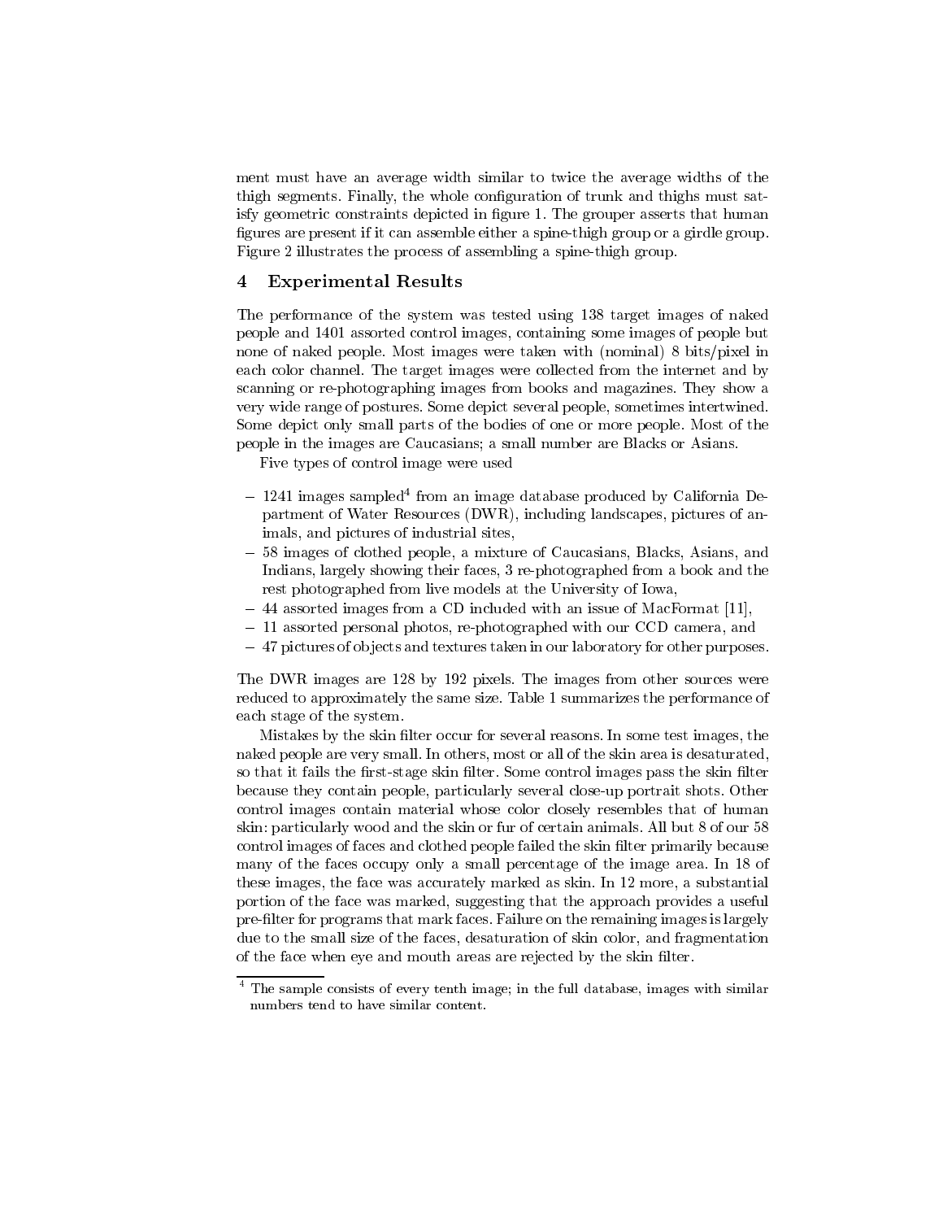ment must have an average width similar to twice the average widths of the thigh segments. Finally, the whole configuration of trunk and thighs must satisfy geometric constraints depicted in figure 1. The grouper asserts that human figures are present if it can assemble either a spine-thigh group or a girdle group. Figure 2 illustrates the process of assembling a spine-thigh group.

## 4 Experimental Results

The performance of the system was tested using 138 target images of naked people and 1401 assorted control images, containing some images of people but none of naked people. Most images were taken with (nominal) 8 bits/pixel in each color channel. The target images were collected from the internet and by scanning or re-photographing images from books and magazines. They show a very wide range of postures. Some depict several people, sometimes intertwined. Some depict only small parts of the bodies of one or more people. Most of the people in the images are Caucasians; a small number are Blacks or Asians.

Five types of control image were used

- 1241 images sampled[4] from an image database produced by California Department of Water Resources (DWR), including landscapes, pictures of animals, and pictures of industrial sites,
- 58 images of clothed people, a mixture of Caucasians, Blacks, Asians, and Indians, largely showing their faces, 3 re-photographed from a book and the rest photographed from live models at the University of Iowa,
- 44 assorted images from a CD included with an issue of MacFormat [11],
- 11 assorted personal photos, re-photographed with our CCD camera, and
- 47 pictures of objects and textures taken in our laboratory for other purposes.

The DWR images are 128 by 192 pixels. The images from other sources were reduced to approximately the same size. Table 1 summarizes the performance of each stage of the system.

Mistakes by the skin filter occur for several reasons. In some test images, the naked people are very small. In others, most or all of the skin area is desaturated, so that it fails the first-stage skin filter. Some control images pass the skin filter because they contain people, particularly several close-up portrait shots. Other control images contain material whose color closely resembles that of human skin: particularly wood and the skin or fur of certain animals. All but 8 of our 58 control images of faces and clothed people failed the skin filter primarily because many of the faces occupy only a small percentage of the image area. In 18 of these images, the face was accurately marked as skin. In 12 more, a substantial portion of the face was marked, suggesting that the approach provides a useful pre-filter for programs that mark faces. Failure on the remaining images is largely due to the small size of the faces, desaturation of skin color, and fragmentation of the face when eye and mouth areas are rejected by the skin filter.

[4] The sample consists of every tenth image; in the full database, images with similar numbers tend to have similar content.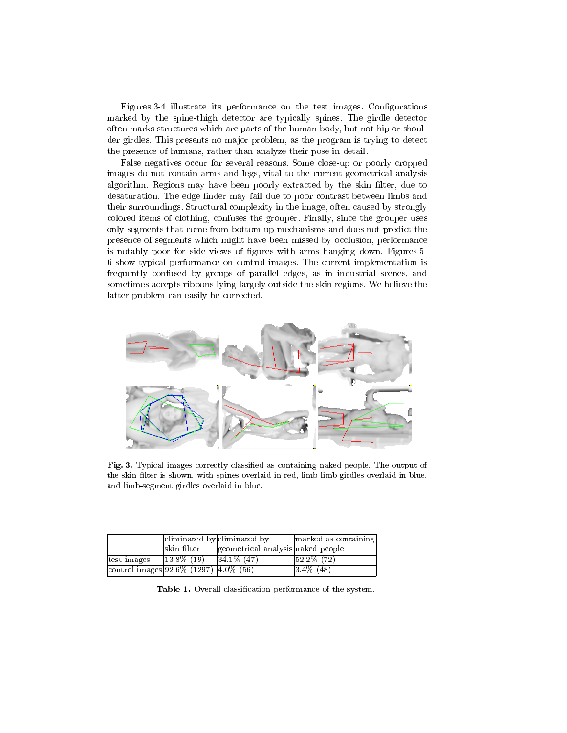Figures 3-4 illustrate its performance on the test images. Configurations marked by the spine-thigh detector are typically spines. The girdle detector often marks structures which are parts of the human body, but not hip or shoulder girdles. This presents no major problem, as the program is trying to detect the presence of humans, rather than analyze their pose in detail.

False negatives occur for several reasons. Some close-up or poorly cropped images do not contain arms and legs, vital to the current geometrical analysis algorithm. Regions may have been poorly extracted by the skin filter, due to desaturation. The edge finder may fail due to poor contrast between limbs and their surroundings. Structural complexity in the image, often caused by strongly colored items of clothing, confuses the grouper. Finally, since the grouper uses only segments that come from bottom up mechanisms and does not predict the presence of segments which might have been missed by occlusion, performance is notably poor for side views of figures with arms hanging down. Figures 5-6 show typical performance on control images. The current implementation is frequently confused by groups of parallel edges, as in industrial scenes, and sometimes accepts ribbons lying largely outside the skin regions. We believe the latter problem can easily be corrected.

**Fig. 3.** Typical images correctly classified as containing naked people. The output of the skin filter is shown, with spines overlaid in red, limb-limb girdles overlaid in blue, and limb-segment girdles overlaid in blue.

| | eliminated by skin filter | eliminated by geometrical analysis | marked as containing naked people |
|---|---|---|---|
| test images | 13.8% (19) | 34.1% (47) | 52.2% (72) |
| control images | 92.6% (1297) | 4.0% (56) | 3.4% (48) |

**Table 1.** Overall classification performance of the system.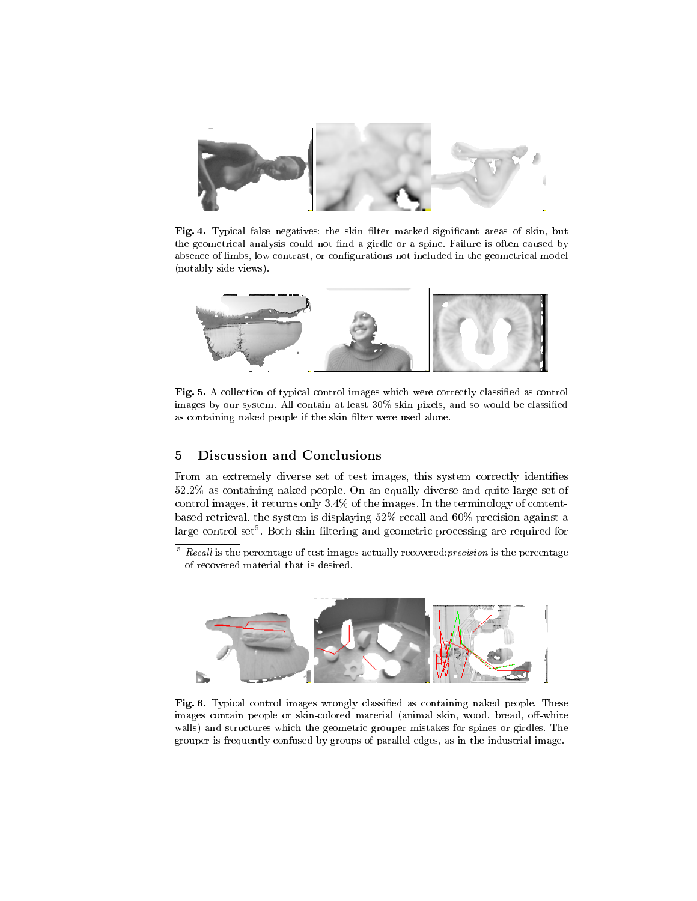**Fig. 4.** Typical false negatives: the skin filter marked significant areas of skin, but the geometrical analysis could not find a girdle or a spine. Failure is often caused by absence of limbs, low contrast, or configurations not included in the geometrical model (notably side views).

**Fig. 5.** A collection of typical control images which were correctly classified as control images by our system. All contain at least 30% skin pixels, and so would be classified as containing naked people if the skin filter were used alone.

## 5 Discussion and Conclusions

From an extremely diverse set of test images, this system correctly identifies 52.2% as containing naked people. On an equally diverse and quite large set of control images, it returns only 3.4% of the images. In the terminology of content-based retrieval, the system is displaying 52% recall and 60% precision against a large control set[5]. Both skin filtering and geometric processing are required for

[5] *Recall* is the percentage of test images actually recovered; *precision* is the percentage of recovered material that is desired.

**Fig. 6.** Typical control images wrongly classified as containing naked people. These images contain people or skin-colored material (animal skin, wood, bread, off-white walls) and structures which the geometric grouper mistakes for spines or girdles. The grouper is frequently confused by groups of parallel edges, as in the industrial image.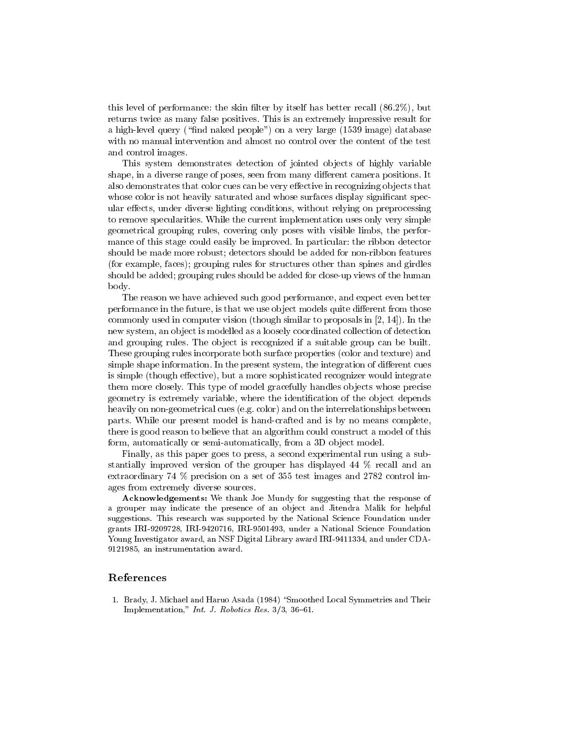this level of performance: the skin filter by itself has better recall (86.2%), but returns twice as many false positives. This is an extremely impressive result for a high-level query ("find naked people") on a very large (1539 image) database with no manual intervention and almost no control over the content of the test and control images.

This system demonstrates detection of jointed objects of highly variable shape, in a diverse range of poses, seen from many different camera positions. It also demonstrates that color cues can be very effective in recognizing objects that whose color is not heavily saturated and whose surfaces display significant specular effects, under diverse lighting conditions, without relying on preprocessing to remove specularities. While the current implementation uses only very simple geometrical grouping rules, covering only poses with visible limbs, the performance of this stage could easily be improved. In particular: the ribbon detector should be made more robust; detectors should be added for non-ribbon features (for example, faces); grouping rules for structures other than spines and girdles should be added; grouping rules should be added for close-up views of the human body.

The reason we have achieved such good performance, and expect even better performance in the future, is that we use object models quite different from those commonly used in computer vision (though similar to proposals in [2, 14]). In the new system, an object is modelled as a loosely coordinated collection of detection and grouping rules. The object is recognized if a suitable group can be built. These grouping rules incorporate both surface properties (color and texture) and simple shape information. In the present system, the integration of different cues is simple (though effective), but a more sophisticated recognizer would integrate them more closely. This type of model gracefully handles objects whose precise geometry is extremely variable, where the identification of the object depends heavily on non-geometrical cues (e.g. color) and on the interrelationships between parts. While our present model is hand-crafted and is by no means complete, there is good reason to believe that an algorithm could construct a model of this form, automatically or semi-automatically, from a 3D object model.

Finally, as this paper goes to press, a second experimental run using a substantially improved version of the grouper has displayed 44 % recall and an extraordinary 74 % precision on a set of 355 test images and 2782 control images from extremely diverse sources.

**Acknowledgements:** We thank Joe Mundy for suggesting that the response of a grouper may indicate the presence of an object and Jitendra Malik for helpful suggestions. This research was supported by the National Science Foundation under grants IRI-9209728, IRI-9420716, IRI-9501493, under a National Science Foundation Young Investigator award, an NSF Digital Library award IRI-9411334, and under CDA-9121985, an instrumentation award.

## References

1. Brady, J. Michael and Haruo Asada (1984) "Smoothed Local Symmetries and Their Implementation," *Int. J. Robotics Res.* 3/3, 36–61.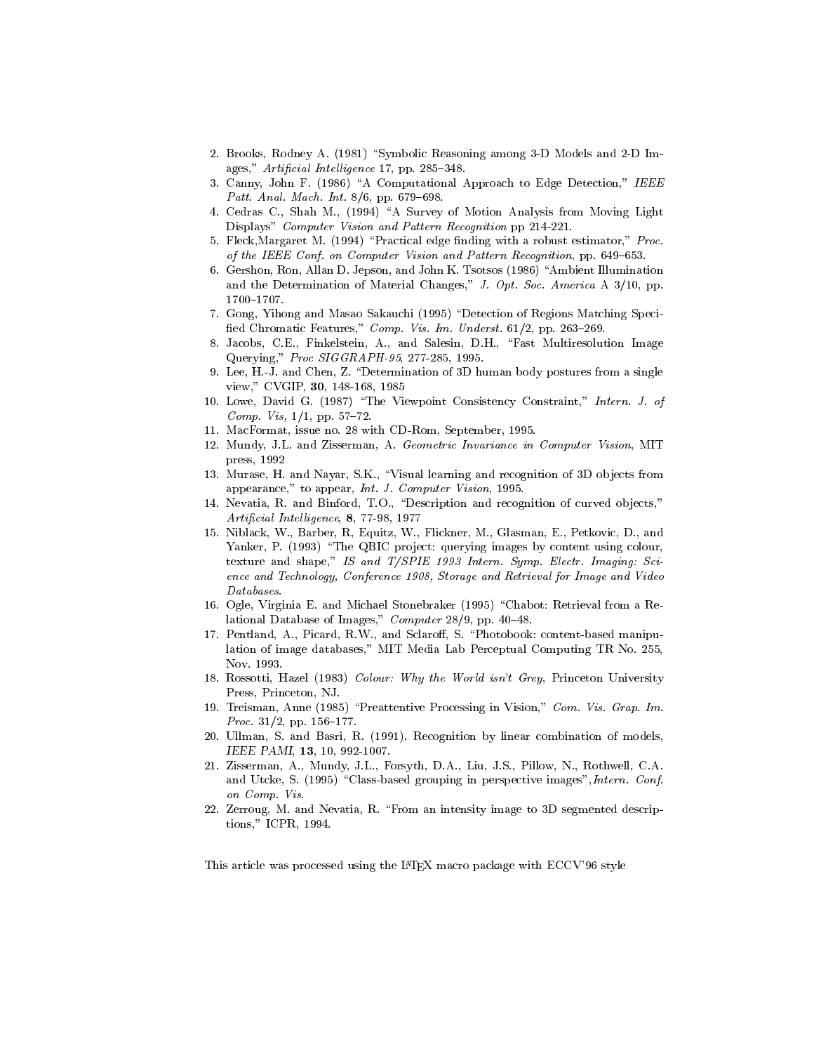2. Brooks, Rodney A. (1981) "Symbolic Reasoning among 3-D Models and 2-D Images," *Artificial Intelligence* 17, pp. 285–348.
3. Canny, John F. (1986) "A Computational Approach to Edge Detection," *IEEE Patt. Anal. Mach. Int.* 8/6, pp. 679–698.
4. Cedras C., Shah M., (1994) "A Survey of Motion Analysis from Moving Light Displays" *Computer Vision and Pattern Recognition* pp 214-221.
5. Fleck,Margaret M. (1994) "Practical edge finding with a robust estimator," *Proc. of the IEEE Conf. on Computer Vision and Pattern Recognition*, pp. 649–653.
6. Gershon, Ron, Allan D. Jepson, and John K. Tsotsos (1986) "Ambient Illumination and the Determination of Material Changes," *J. Opt. Soc. America* A 3/10, pp. 1700–1707.
7. Gong, Yihong and Masao Sakauchi (1995) "Detection of Regions Matching Specified Chromatic Features," *Comp. Vis. Im. Underst.* 61/2, pp. 263–269.
8. Jacobs, C.E., Finkelstein, A., and Salesin, D.H., "Fast Multiresolution Image Querying," *Proc SIGGRAPH-95*, 277-285, 1995.
9. Lee, H.-J. and Chen, Z. "Determination of 3D human body postures from a single view," CVGIP, **30**, 148-168, 1985
10. Lowe, David G. (1987) "The Viewpoint Consistency Constraint," *Intern. J. of Comp. Vis,* 1/1, pp. 57–72.
11. MacFormat, issue no. 28 with CD-Rom, September, 1995.
12. Mundy, J.L. and Zisserman, A. *Geometric Invariance in Computer Vision*, MIT press, 1992
13. Murase, H. and Nayar, S.K., "Visual learning and recognition of 3D objects from appearance," to appear, *Int. J. Computer Vision*, 1995.
14. Nevatia, R. and Binford, T.O., "Description and recognition of curved objects," *Artificial Intelligence*, **8**, 77-98, 1977
15. Niblack, W., Barber, R, Equitz, W., Flickner, M., Glasman, E., Petkovic, D., and Yanker, P. (1993) "The QBIC project: querying images by content using colour, texture and shape," *IS and T/SPIE 1993 Intern. Symp. Electr. Imaging: Science and Technology, Conference 1908, Storage and Retrieval for Image and Video Databases*.
16. Ogle, Virginia E. and Michael Stonebraker (1995) "Chabot: Retrieval from a Relational Database of Images," *Computer* 28/9, pp. 40–48.
17. Pentland, A., Picard, R.W., and Sclaroff, S. "Photobook: content-based manipulation of image databases," MIT Media Lab Perceptual Computing TR No. 255, Nov. 1993.
18. Rossotti, Hazel (1983) *Colour: Why the World isn't Grey*, Princeton University Press, Princeton, NJ.
19. Treisman, Anne (1985) "Preattentive Processing in Vision," *Com. Vis. Grap. Im. Proc.* 31/2, pp. 156–177.
20. Ullman, S. and Basri, R. (1991). Recognition by linear combination of models, *IEEE PAMI*, **13**, 10, 992-1007.
21. Zisserman, A., Mundy, J.L., Forsyth, D.A., Liu, J.S., Pillow, N., Rothwell, C.A. and Utcke, S. (1995) "Class-based grouping in perspective images",*Intern. Conf. on Comp. Vis.*
22. Zerroug, M. and Nevatia, R. "From an intensity image to 3D segmented descriptions," ICPR, 1994.

This article was processed using the LaTeX macro package with ECCV'96 style